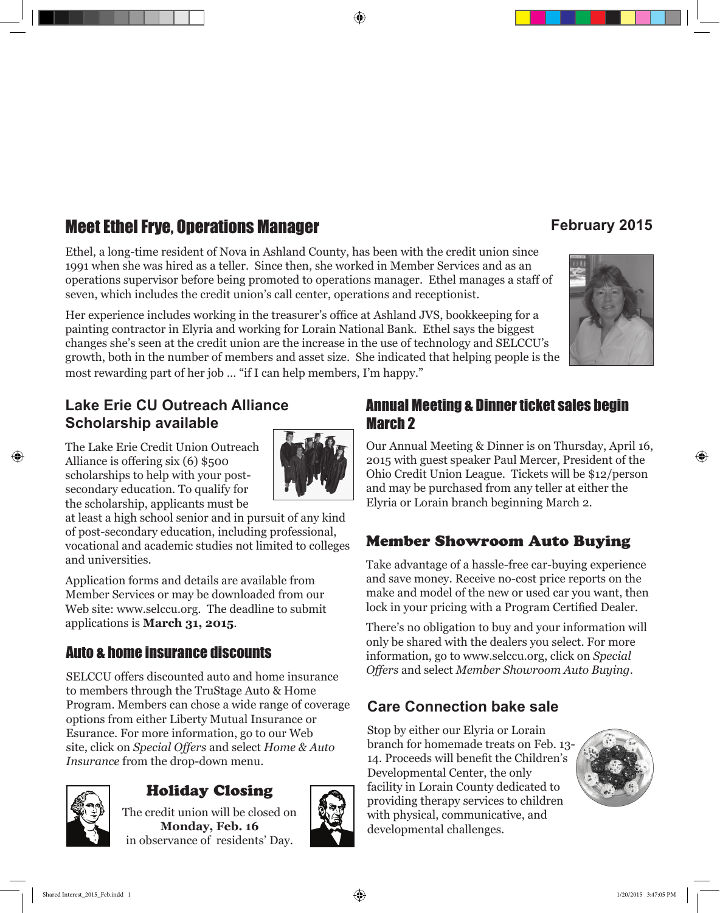# Meet Ethel Frye, Operations Manager

**February 2015**

Ethel, a long-time resident of Nova in Ashland County, has been with the credit union since 1991 when she was hired as a teller. Since then, she worked in Member Services and as an operations supervisor before being promoted to operations manager. Ethel manages a staff of seven, which includes the credit union's call center, operations and receptionist.

Her experience includes working in the treasurer's office at Ashland JVS, bookkeeping for a painting contractor in Elyria and working for Lorain National Bank. Ethel says the biggest changes she's seen at the credit union are the increase in the use of technology and SELCCU's growth, both in the number of members and asset size. She indicated that helping people is the most rewarding part of her job ... "if I can help members, I'm happy."

## Lake Erie CU Outreach Alliance Scholarship available

The Lake Erie Credit Union Outreach Alliance is offering six (6) $500 scholarships to help with your post-secondary education. To qualify for the scholarship, applicants must be at least a high school senior and in pursuit of any kind of post-secondary education, including professional, vocational and academic studies not limited to colleges and universities.

Application forms and details are available from Member Services or may be downloaded from our Web site: www.selccu.org. The deadline to submit applications is **March 31, 2015**.

## Auto & home insurance discounts

SELCCU offers discounted auto and home insurance to members through the TruStage Auto & Home Program. Members can chose a wide range of coverage options from either Liberty Mutual Insurance or Esurance. For more information, go to our Web site, click on *Special Offers* and select *Home & Auto Insurance* from the drop-down menu.

## Holiday Closing

The credit union will be closed on
**Monday, Feb. 16**
in observance of residents' Day.

## Annual Meeting & Dinner ticket sales begin March 2

Our Annual Meeting & Dinner is on Thursday, April 16, 2015 with guest speaker Paul Mercer, President of the Ohio Credit Union League. Tickets will be $12/person and may be purchased from any teller at either the Elyria or Lorain branch beginning March 2.

## Member Showroom Auto Buying

Take advantage of a hassle-free car-buying experience and save money. Receive no-cost price reports on the make and model of the new or used car you want, then lock in your pricing with a Program Certified Dealer.

There's no obligation to buy and your information will only be shared with the dealers you select. For more information, go to www.selccu.org, click on *Special Offers* and select *Member Showroom Auto Buying*.

## Care Connection bake sale

Stop by either our Elyria or Lorain branch for homemade treats on Feb. 13-14. Proceeds will benefit the Children's Developmental Center, the only facility in Lorain County dedicated to providing therapy services to children with physical, communicative, and developmental challenges.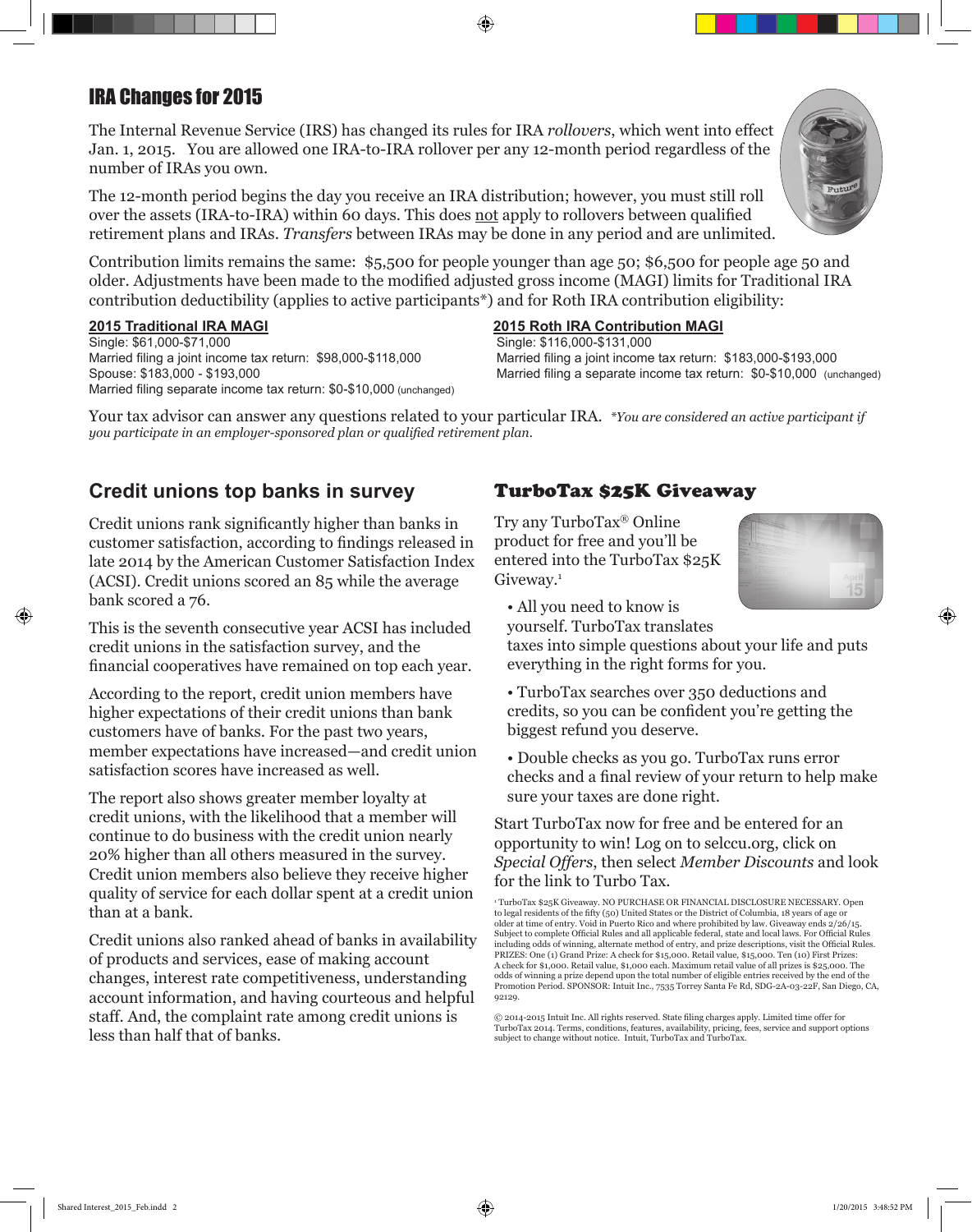## IRA Changes for 2015

The Internal Revenue Service (IRS) has changed its rules for IRA *rollovers*, which went into effect Jan. 1, 2015. You are allowed one IRA-to-IRA rollover per any 12-month period regardless of the number of IRAs you own.

The 12-month period begins the day you receive an IRA distribution; however, you must still roll over the assets (IRA-to-IRA) within 60 days. This does not apply to rollovers between qualified retirement plans and IRAs. *Transfers* between IRAs may be done in any period and are unlimited.

Contribution limits remains the same: $5,500 for people younger than age 50; $6,500 for people age 50 and older. Adjustments have been made to the modified adjusted gross income (MAGI) limits for Traditional IRA contribution deductibility (applies to active participants*) and for Roth IRA contribution eligibility:

**2015 Traditional IRA MAGI**

Single: $61,000-$71,000
Married filing a joint income tax return: $98,000-$118,000
Spouse: $183,000 - $193,000
Married filing separate income tax return: $0-$10,000 (unchanged)

**2015 Roth IRA Contribution MAGI**

Single: $116,000-$131,000
Married filing a joint income tax return: $183,000-$193,000
Married filing a separate income tax return: $0-$10,000 (unchanged)

Your tax advisor can answer any questions related to your particular IRA. *\*You are considered an active participant if you participate in an employer-sponsored plan or qualified retirement plan.*

## Credit unions top banks in survey

Credit unions rank significantly higher than banks in customer satisfaction, according to findings released in late 2014 by the American Customer Satisfaction Index (ACSI). Credit unions scored an 85 while the average bank scored a 76.

This is the seventh consecutive year ACSI has included credit unions in the satisfaction survey, and the financial cooperatives have remained on top each year.

According to the report, credit union members have higher expectations of their credit unions than bank customers have of banks. For the past two years, member expectations have increased—and credit union satisfaction scores have increased as well.

The report also shows greater member loyalty at credit unions, with the likelihood that a member will continue to do business with the credit union nearly 20% higher than all others measured in the survey. Credit union members also believe they receive higher quality of service for each dollar spent at a credit union than at a bank.

Credit unions also ranked ahead of banks in availability of products and services, ease of making account changes, interest rate competitiveness, understanding account information, and having courteous and helpful staff. And, the complaint rate among credit unions is less than half that of banks.

## TurboTax $25K Giveaway

Try any TurboTax® Online product for free and you'll be entered into the TurboTax $25K Giveway.[1]

- All you need to know is yourself. TurboTax translates taxes into simple questions about your life and puts everything in the right forms for you.
- TurboTax searches over 350 deductions and credits, so you can be confident you're getting the biggest refund you deserve.
- Double checks as you go. TurboTax runs error checks and a final review of your return to help make sure your taxes are done right.

Start TurboTax now for free and be entered for an opportunity to win! Log on to selccu.org, click on *Special Offers*, then select *Member Discounts* and look for the link to Turbo Tax.

[1] TurboTax $25K Giveaway. NO PURCHASE OR FINANCIAL DISCLOSURE NECESSARY. Open to legal residents of the fifty (50) United States or the District of Columbia, 18 years of age or older at time of entry. Void in Puerto Rico and where prohibited by law. Giveaway ends 2/26/15. Subject to complete Official Rules and all applicable federal, state and local laws. For Official Rules including odds of winning, alternate method of entry, and prize descriptions, visit the Official Rules. PRIZES: One (1) Grand Prize: A check for $15,000. Retail value, $15,000. Ten (10) First Prizes: A check for $1,000. Retail value, $1,000 each. Maximum retail value of all prizes is $25,000. The odds of winning a prize depend upon the total number of eligible entries received by the end of the Promotion Period. SPONSOR: Intuit Inc., 7535 Torrey Santa Fe Rd, SDG-2A-03-22F, San Diego, CA, 92129.

© 2014-2015 Intuit Inc. All rights reserved. State filing charges apply. Limited time offer for TurboTax 2014. Terms, conditions, features, availability, pricing, fees, service and support options subject to change without notice. Intuit, TurboTax and TurboTax.